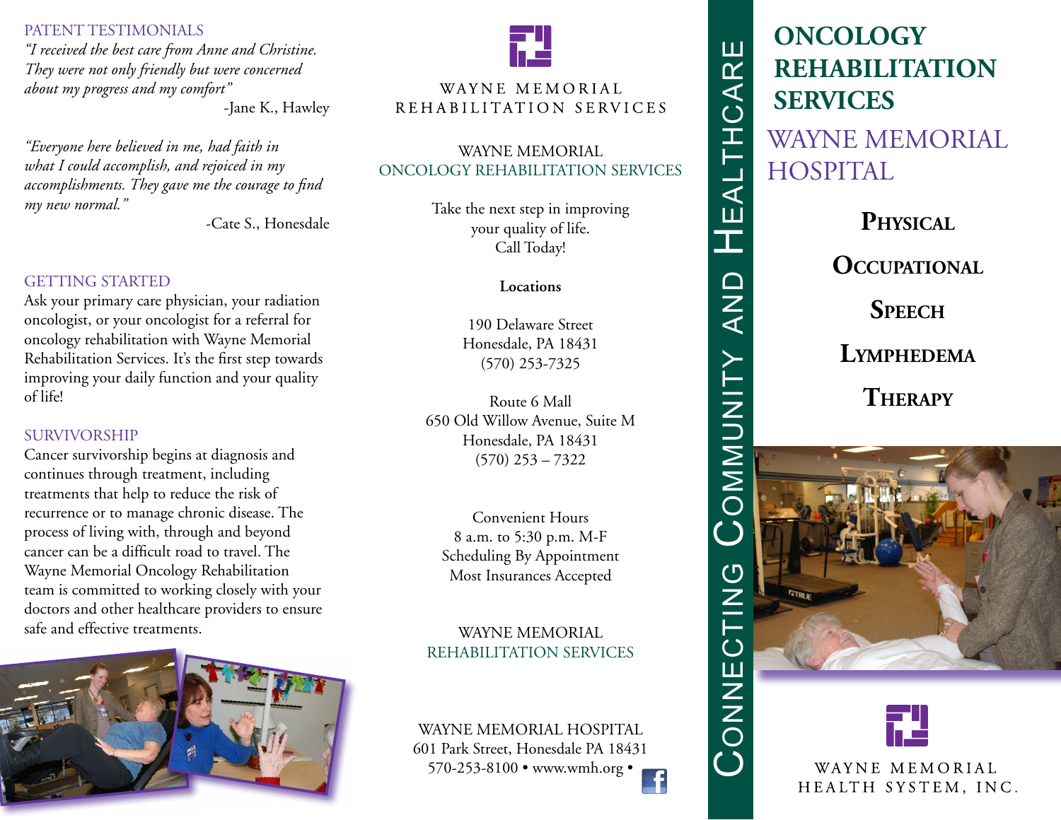PATENT TESTIMONIALS

*"I received the best care from Anne and Christine. They were not only friendly but were concerned about my progress and my comfort"*

-Jane K., Hawley

*"Everyone here believed in me, had faith in what I could accomplish, and rejoiced in my accomplishments. They gave me the courage to find my new normal."*

-Cate S., Honesdale

## GETTING STARTED

Ask your primary care physician, your radiation oncologist, or your oncologist for a referral for oncology rehabilitation with Wayne Memorial Rehabilitation Services. It's the first step towards improving your daily function and your quality of life!

## SURVIVORSHIP

Cancer survivorship begins at diagnosis and continues through treatment, including treatments that help to reduce the risk of recurrence or to manage chronic disease. The process of living with, through and beyond cancer can be a difficult road to travel. The Wayne Memorial Oncology Rehabilitation team is committed to working closely with your doctors and other healthcare providers to ensure safe and effective treatments.

WAYNE MEMORIAL
REHABILITATION SERVICES

WAYNE MEMORIAL
ONCOLOGY REHABILITATION SERVICES

Take the next step in improving your quality of life.
Call Today!

**Locations**

190 Delaware Street
Honesdale, PA 18431
(570) 253-7325

Route 6 Mall
650 Old Willow Avenue, Suite M
Honesdale, PA 18431
(570) 253 – 7322

Convenient Hours
8 a.m. to 5:30 p.m. M-F
Scheduling By Appointment
Most Insurances Accepted

WAYNE MEMORIAL
REHABILITATION SERVICES

WAYNE MEMORIAL HOSPITAL
601 Park Street, Honesdale PA 18431
570-253-8100 • www.wmh.org •

CONNECTING COMMUNITY AND HEALTHCARE

# ONCOLOGY REHABILITATION SERVICES

## WAYNE MEMORIAL HOSPITAL

**PHYSICAL**

**OCCUPATIONAL**

**SPEECH**

**LYMPHEDEMA**

**THERAPY**

WAYNE MEMORIAL
HEALTH SYSTEM, INC.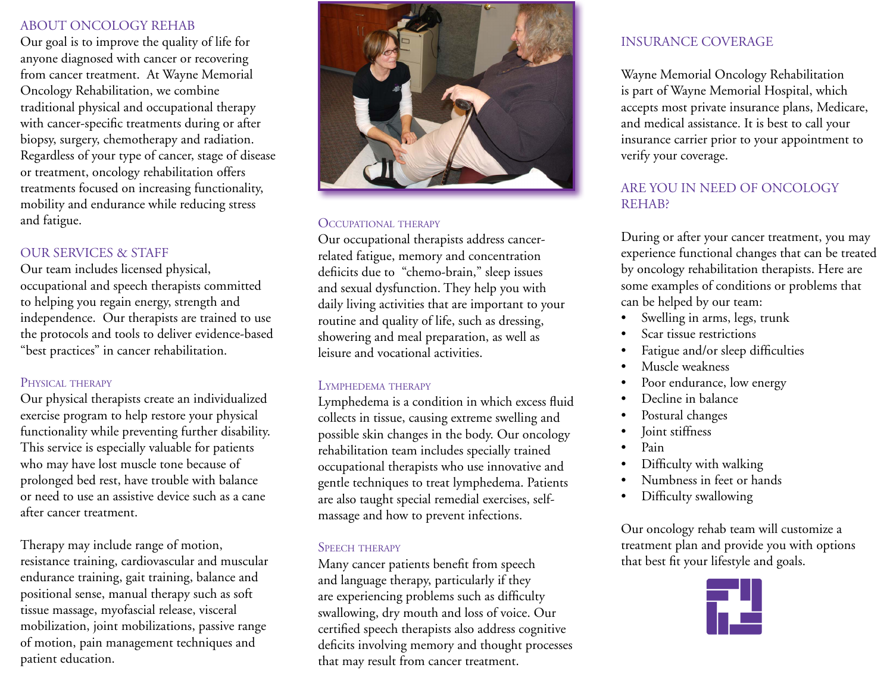## ABOUT ONCOLOGY REHAB

Our goal is to improve the quality of life for anyone diagnosed with cancer or recovering from cancer treatment. At Wayne Memorial Oncology Rehabilitation, we combine traditional physical and occupational therapy with cancer-specific treatments during or after biopsy, surgery, chemotherapy and radiation. Regardless of your type of cancer, stage of disease or treatment, oncology rehabilitation offers treatments focused on increasing functionality, mobility and endurance while reducing stress and fatigue.

## OUR SERVICES & STAFF

Our team includes licensed physical, occupational and speech therapists committed to helping you regain energy, strength and independence. Our therapists are trained to use the protocols and tools to deliver evidence-based "best practices" in cancer rehabilitation.

### Physical Therapy

Our physical therapists create an individualized exercise program to help restore your physical functionality while preventing further disability. This service is especially valuable for patients who may have lost muscle tone because of prolonged bed rest, have trouble with balance or need to use an assistive device such as a cane after cancer treatment.

Therapy may include range of motion, resistance training, cardiovascular and muscular endurance training, gait training, balance and positional sense, manual therapy such as soft tissue massage, myofascial release, visceral mobilization, joint mobilizations, passive range of motion, pain management techniques and patient education.

### Occupational Therapy

Our occupational therapists address cancer-related fatigue, memory and concentration deficits due to "chemo-brain," sleep issues and sexual dysfunction. They help you with daily living activities that are important to your routine and quality of life, such as dressing, showering and meal preparation, as well as leisure and vocational activities.

### Lymphedema Therapy

Lymphedema is a condition in which excess fluid collects in tissue, causing extreme swelling and possible skin changes in the body. Our oncology rehabilitation team includes specially trained occupational therapists who use innovative and gentle techniques to treat lymphedema. Patients are also taught special remedial exercises, self-massage and how to prevent infections.

### Speech Therapy

Many cancer patients benefit from speech and language therapy, particularly if they are experiencing problems such as difficulty swallowing, dry mouth and loss of voice. Our certified speech therapists also address cognitive deficits involving memory and thought processes that may result from cancer treatment.

## INSURANCE COVERAGE

Wayne Memorial Oncology Rehabilitation is part of Wayne Memorial Hospital, which accepts most private insurance plans, Medicare, and medical assistance. It is best to call your insurance carrier prior to your appointment to verify your coverage.

## ARE YOU IN NEED OF ONCOLOGY REHAB?

During or after your cancer treatment, you may experience functional changes that can be treated by oncology rehabilitation therapists. Here are some examples of conditions or problems that can be helped by our team:

- Swelling in arms, legs, trunk
- Scar tissue restrictions
- Fatigue and/or sleep difficulties
- Muscle weakness
- Poor endurance, low energy
- Decline in balance
- Postural changes
- Joint stiffness
- Pain
- Difficulty with walking
- Numbness in feet or hands
- Difficulty swallowing

Our oncology rehab team will customize a treatment plan and provide you with options that best fit your lifestyle and goals.